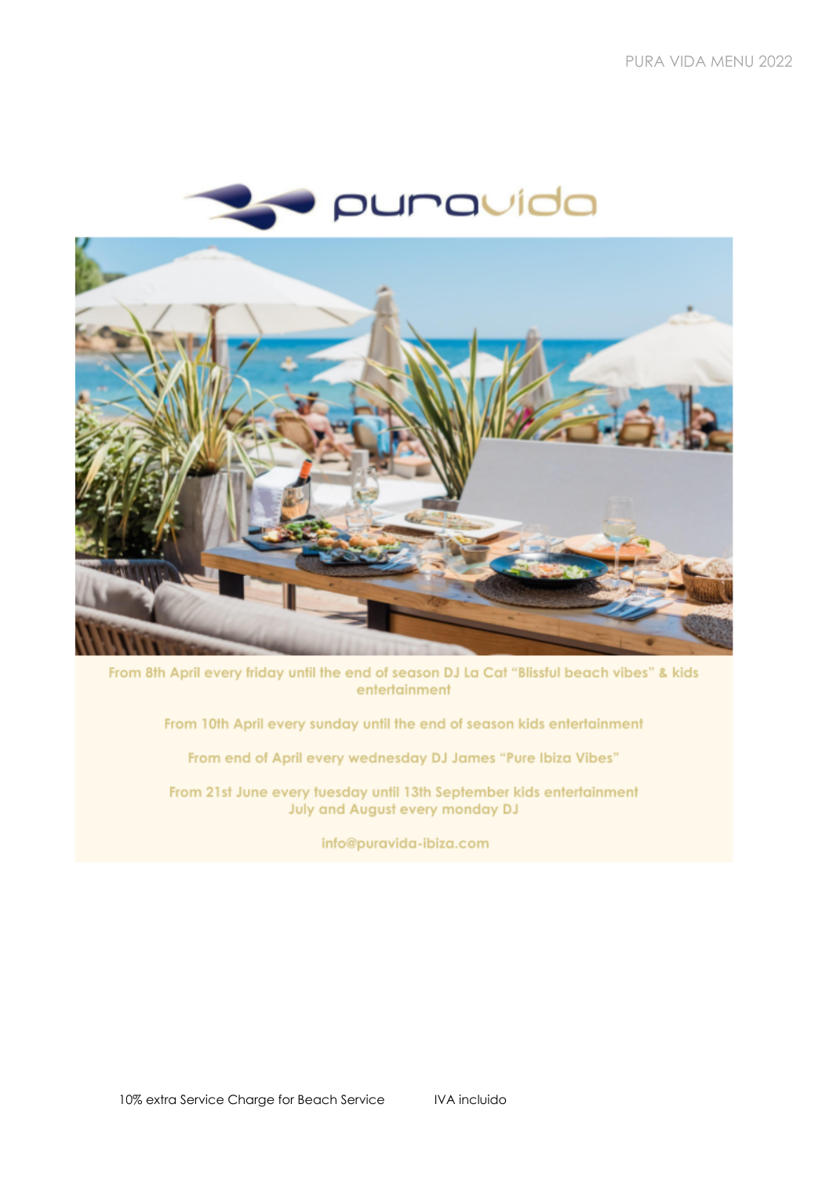# puravida

From 8th April every friday until the end of season DJ La Cat "Blissful beach vibes" & kids entertainment

From 10th April every sunday until the end of season kids entertainment

From end of April every wednesday DJ James "Pure Ibiza Vibes"

From 21st June every tuesday until 13th September kids entertainment
July and August every monday DJ

info@puravida-ibiza.com

10% extra Service Charge for Beach Service IVA incluido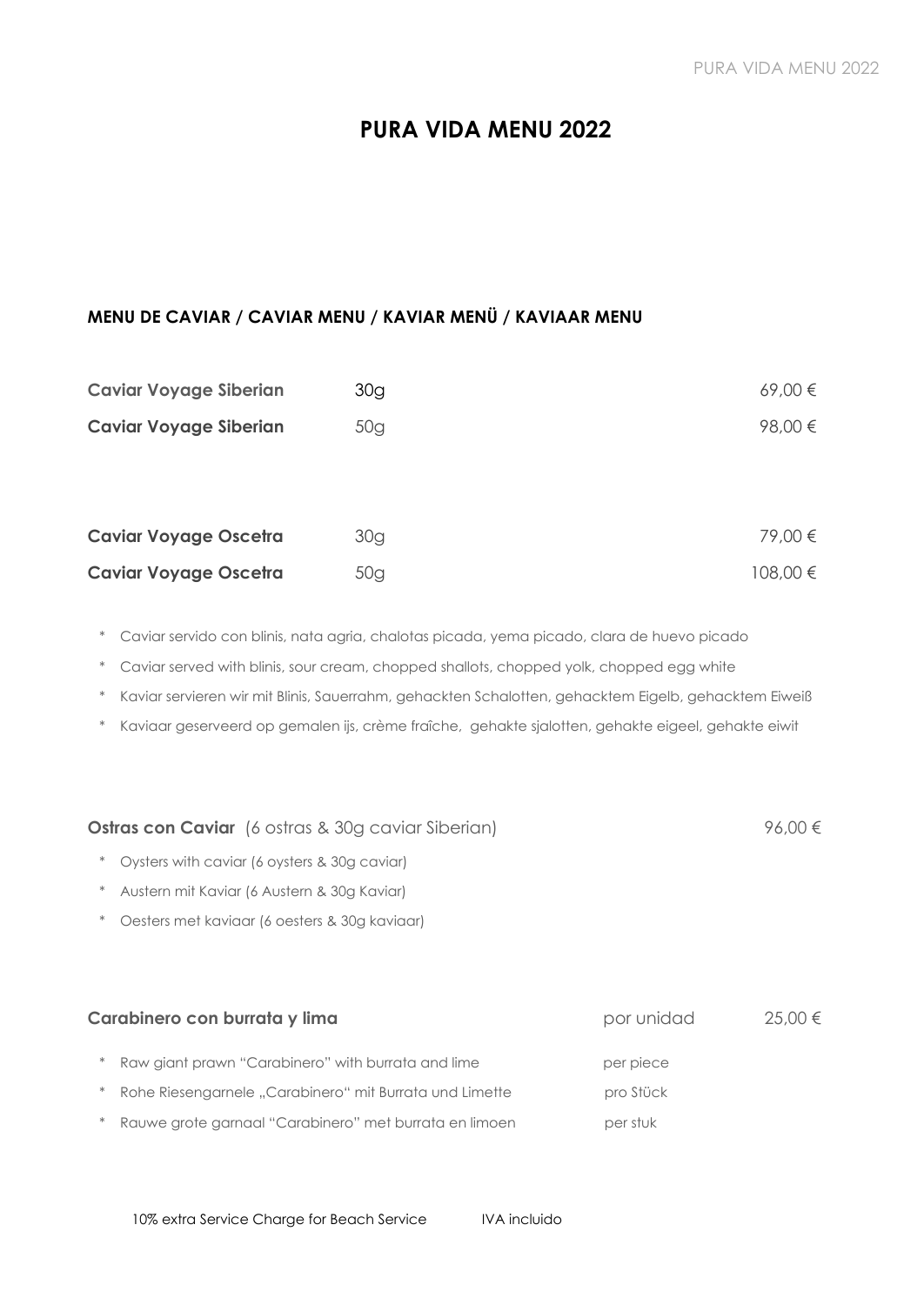# PURA VIDA MENU 2022

## MENU DE CAVIAR / CAVIAR MENU / KAVIAR MENÜ / KAVIAAR MENU

| | | |
|---|---|---|
| **Caviar Voyage Siberian** | 30g | 69,00 € |
| **Caviar Voyage Siberian** | 50g | 98,00 € |
| **Caviar Voyage Oscetra** | 30g | 79,00 € |
| **Caviar Voyage Oscetra** | 50g | 108,00 € |

- Caviar servido con blinis, nata agria, chalotas picada, yema picado, clara de huevo picado
- Caviar served with blinis, sour cream, chopped shallots, chopped yolk, chopped egg white
- Kaviar servieren wir mit Blinis, Sauerrahm, gehackten Schalotten, gehacktem Eigelb, gehacktem Eiweiß
- Kaviaar geserveerd op gemalen ijs, crème fraîche, gehakte sjalotten, gehakte eigeel, gehakte eiwit

**Ostras con Caviar** (6 ostras & 30g caviar Siberian) — 96,00 €

- Oysters with caviar (6 oysters & 30g caviar)
- Austern mit Kaviar (6 Austern & 30g Kaviar)
- Oesters met kaviaar (6 oesters & 30g kaviaar)

| | | |
|---|---|---|
| **Carabinero con burrata y lima** | por unidad | 25,00 € |
| * Raw giant prawn "Carabinero" with burrata and lime | per piece | |
| * Rohe Riesengarnele „Carabinero" mit Burrata und Limette | pro Stück | |
| * Rauwe grote garnaal "Carabinero" met burrata en limoen | per stuk | |

10% extra Service Charge for Beach Service — IVA incluido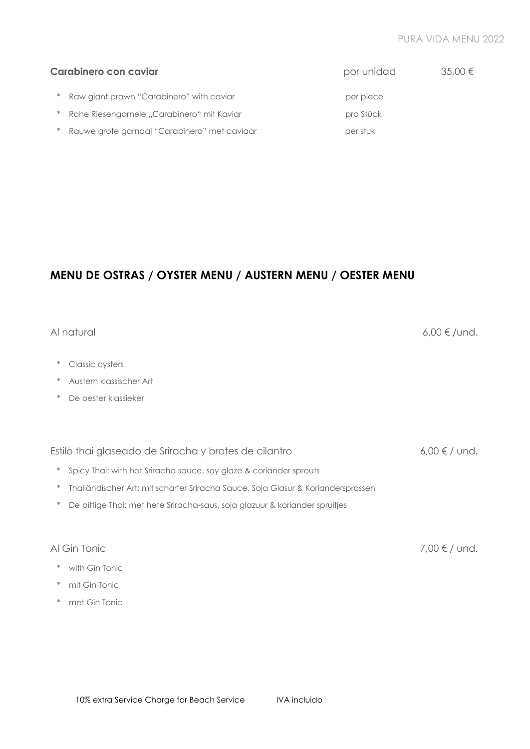**Carabinero con caviar** por unidad 35,00 €

* Raw giant prawn "Carabinero" with caviar per piece
* Rohe Riesengarnele „Carabinero" mit Kaviar pro Stück
* Rauwe grote garnaal "Carabinero" met caviaar per stuk

## MENU DE OSTRAS / OYSTER MENU / AUSTERN MENU / OESTER MENU

Al natural 6,00 € /und.

* Classic oysters
* Austern klassischer Art
* De oester klassieker

Estilo thai glaseado de Sriracha y brotes de cilantro 6,00 € / und.

* Spicy Thai: with hot Sriracha sauce, soy glaze & coriander sprouts
* Thailändischer Art: mit scharfer Sriracha Sauce, Soja Glasur & Koriandersprossen
* De pittige Thai: met hete Sriracha-saus, soja glazuur & koriander spruitjes

Al Gin Tonic 7,00 € / und.

* with Gin Tonic
* mit Gin Tonic
* met Gin Tonic

10% extra Service Charge for Beach Service IVA incluido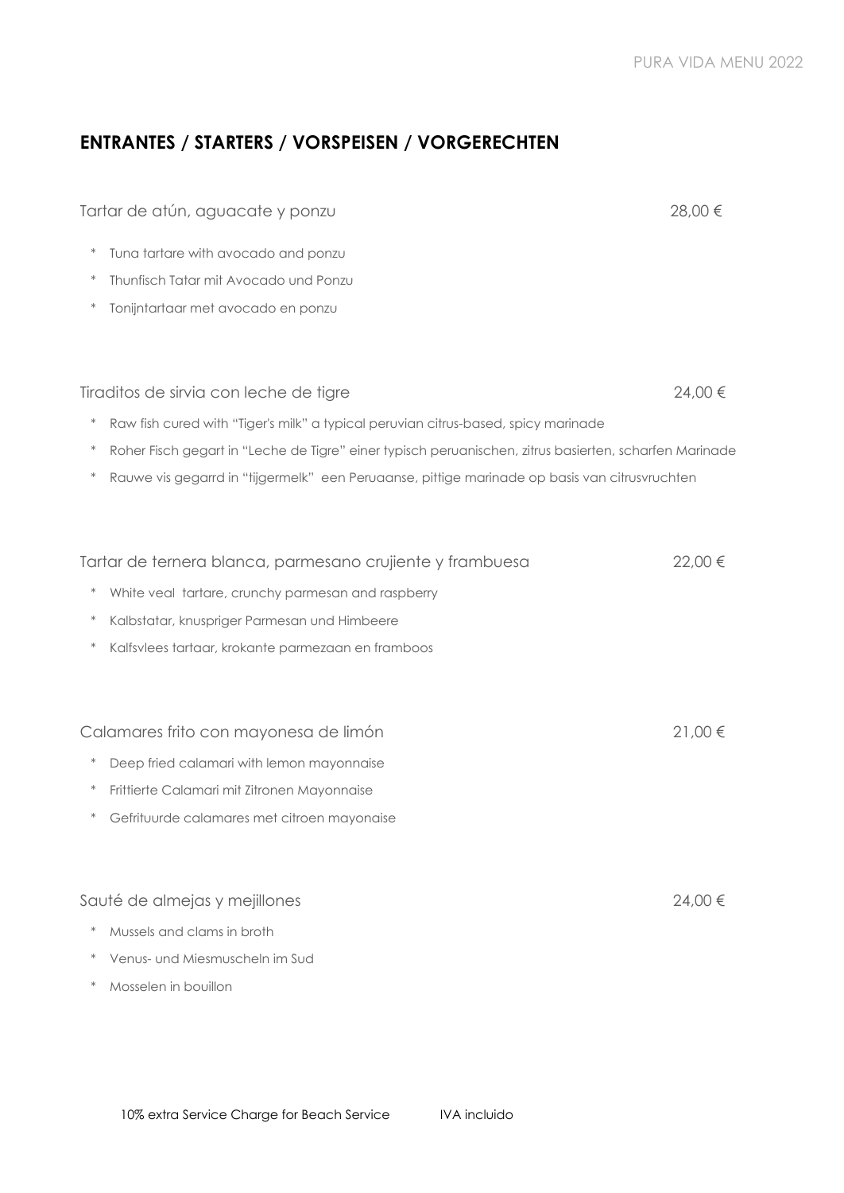## ENTRANTES / STARTERS / VORSPEISEN / VORGERECHTEN

Tartar de atún, aguacate y ponzu 28,00 €

* Tuna tartare with avocado and ponzu
* Thunfisch Tatar mit Avocado und Ponzu
* Tonijntartaar met avocado en ponzu

Tiraditos de sirvia con leche de tigre 24,00 €

* Raw fish cured with "Tiger's milk" a typical peruvian citrus-based, spicy marinade
* Roher Fisch gegart in "Leche de Tigre" einer typisch peruanischen, zitrus basierten, scharfen Marinade
* Rauwe vis gegarrd in "tijgermelk" een Peruaanse, pittige marinade op basis van citrusvruchten

Tartar de ternera blanca, parmesano crujiente y frambuesa 22,00 €

* White veal tartare, crunchy parmesan and raspberry
* Kalbstatar, knuspriger Parmesan und Himbeere
* Kalfsvlees tartaar, krokante parmezaan en framboos

Calamares frito con mayonesa de limón 21,00 €

* Deep fried calamari with lemon mayonnaise
* Frittierte Calamari mit Zitronen Mayonnaise
* Gefrituurde calamares met citroen mayonaise

Sauté de almejas y mejillones 24,00 €

* Mussels and clams in broth
* Venus- und Miesmuscheln im Sud
* Mosselen in bouillon

10% extra Service Charge for Beach Service IVA incluido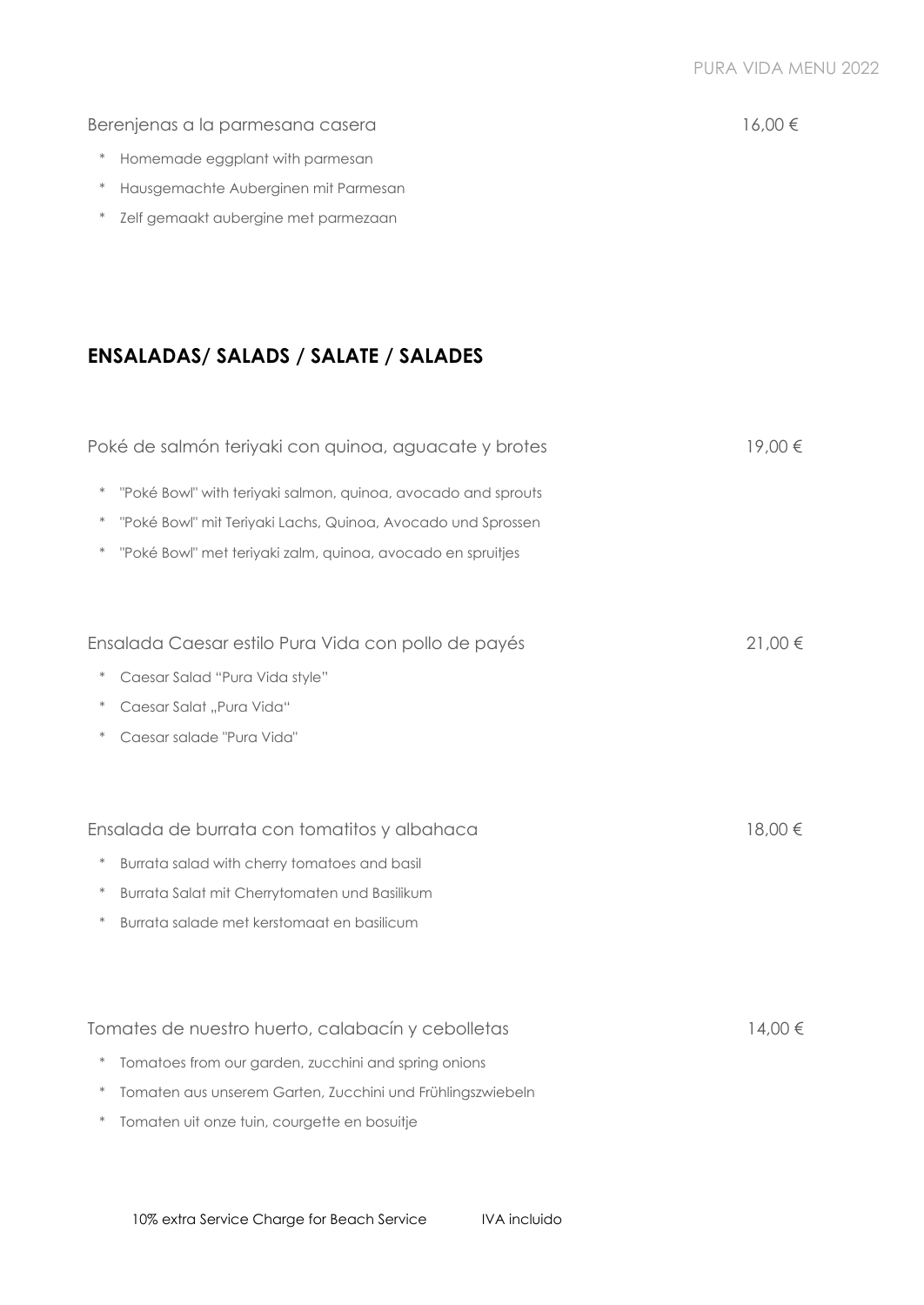Berenjenas a la parmesana casera 16,00 €

* Homemade eggplant with parmesan
* Hausgemachte Auberginen mit Parmesan
* Zelf gemaakt aubergine met parmezaan

## ENSALADAS/ SALADS / SALATE / SALADES

Poké de salmón teriyaki con quinoa, aguacate y brotes 19,00 €

* "Poké Bowl" with teriyaki salmon, quinoa, avocado and sprouts
* "Poké Bowl" mit Teriyaki Lachs, Quinoa, Avocado und Sprossen
* "Poké Bowl" met teriyaki zalm, quinoa, avocado en spruitjes

Ensalada Caesar estilo Pura Vida con pollo de payés 21,00 €

* Caesar Salad "Pura Vida style"
* Caesar Salat „Pura Vida"
* Caesar salade "Pura Vida"

Ensalada de burrata con tomatitos y albahaca 18,00 €

* Burrata salad with cherry tomatoes and basil
* Burrata Salat mit Cherrytomaten und Basilikum
* Burrata salade met kerstomaat en basilicum

Tomates de nuestro huerto, calabacín y cebolletas 14,00 €

* Tomatoes from our garden, zucchini and spring onions
* Tomaten aus unserem Garten, Zucchini und Frühlingszwiebeln
* Tomaten uit onze tuin, courgette en bosuitje

10% extra Service Charge for Beach Service IVA incluido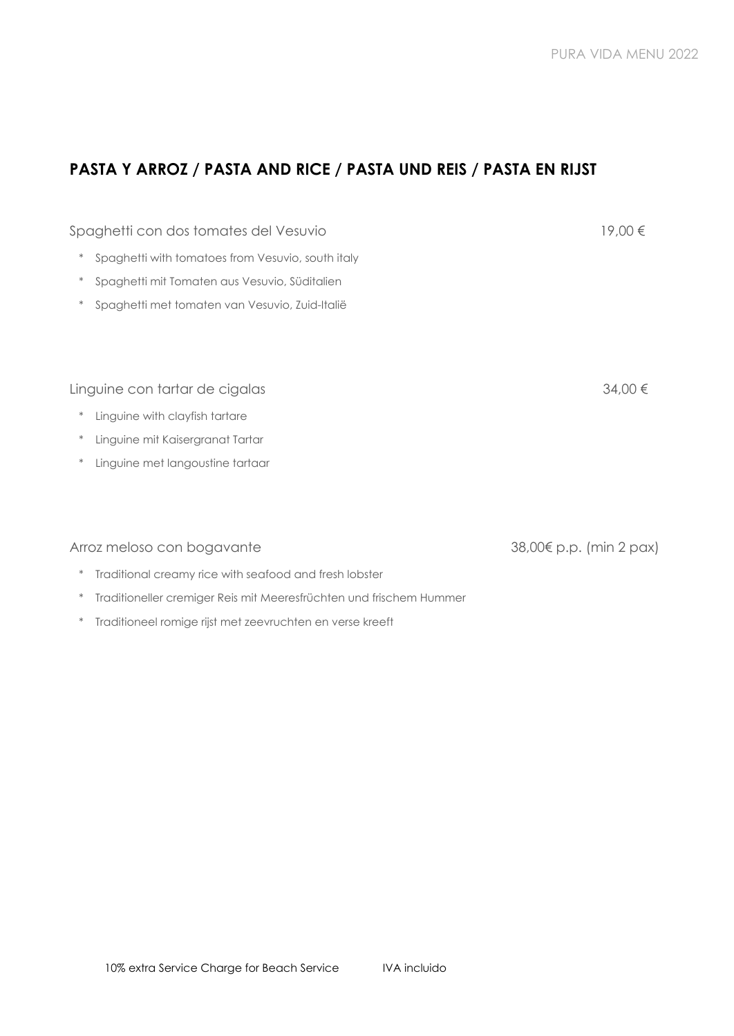## PASTA Y ARROZ / PASTA AND RICE / PASTA UND REIS / PASTA EN RIJST

Spaghetti con dos tomates del Vesuvio 19,00 €

* Spaghetti with tomatoes from Vesuvio, south italy
* Spaghetti mit Tomaten aus Vesuvio, Süditalien
* Spaghetti met tomaten van Vesuvio, Zuid-Italië

Linguine con tartar de cigalas 34,00 €

* Linguine with clayfish tartare
* Linguine mit Kaisergranat Tartar
* Linguine met langoustine tartaar

Arroz meloso con bogavante 38,00€ p.p. (min 2 pax)

* Traditional creamy rice with seafood and fresh lobster
* Traditioneller cremiger Reis mit Meeresfrüchten und frischem Hummer
* Traditioneel romige rijst met zeevruchten en verse kreeft

10% extra Service Charge for Beach Service IVA incluido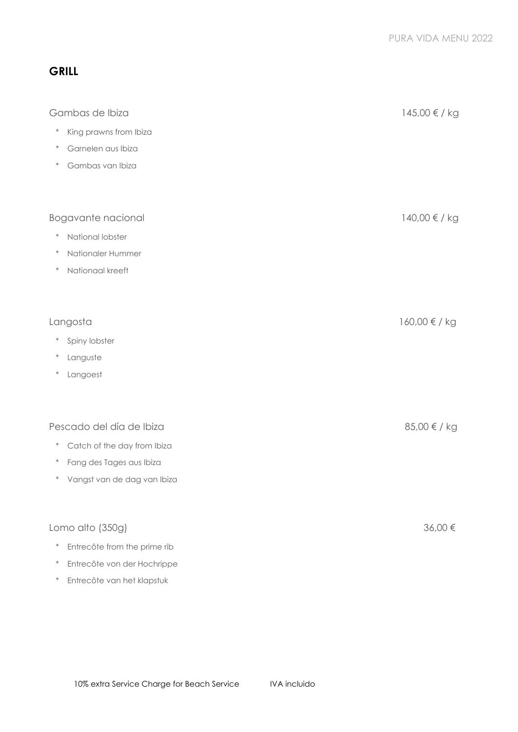## GRILL

Gambas de Ibiza 145,00 € / kg

* King prawns from Ibiza
* Garnelen aus Ibiza
* Gambas van Ibiza

Bogavante nacional 140,00 € / kg

* National lobster
* Nationaler Hummer
* Nationaal kreeft

Langosta 160,00 € / kg

* Spiny lobster
* Languste
* Langoest

Pescado del día de Ibiza 85,00 € / kg

* Catch of the day from Ibiza
* Fang des Tages aus Ibiza
* Vangst van de dag van Ibiza

Lomo alto (350g) 36,00 €

* Entrecôte from the prime rib
* Entrecôte von der Hochrippe
* Entrecôte van het klapstuk

10% extra Service Charge for Beach Service IVA incluido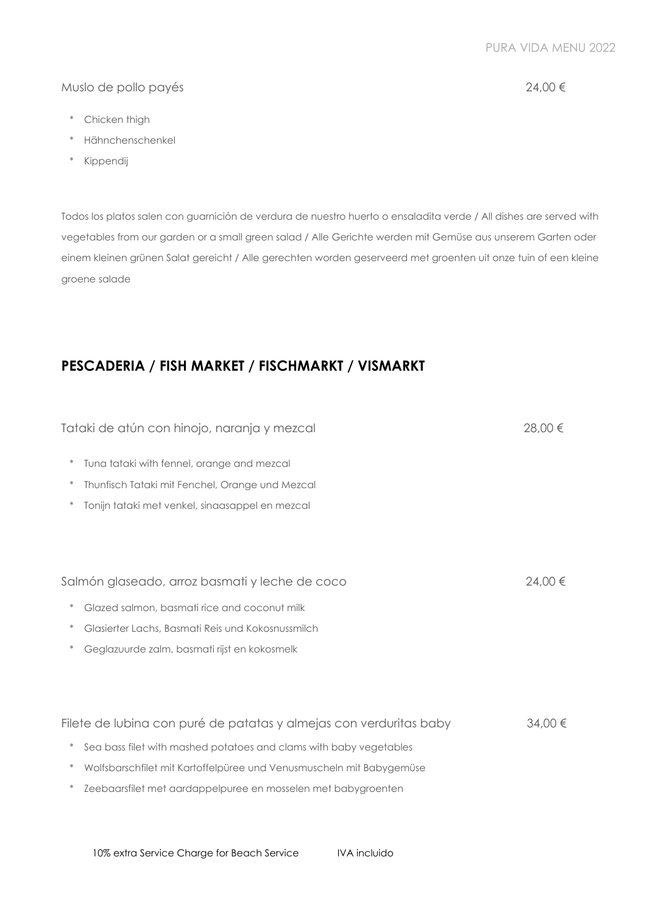Muslo de pollo payés 24,00 €

* Chicken thigh
* Hähnchenschenkel
* Kippendij

Todos los platos salen con guarnición de verdura de nuestro huerto o ensaladita verde / All dishes are served with vegetables from our garden or a small green salad / Alle Gerichte werden mit Gemüse aus unserem Garten oder einem kleinen grünen Salat gereicht / Alle gerechten worden geserveerd met groenten uit onze tuin of een kleine groene salade

## PESCADERIA / FISH MARKET / FISCHMARKT / VISMARKT

Tataki de atún con hinojo, naranja y mezcal 28,00 €

* Tuna tataki with fennel, orange and mezcal
* Thunfisch Tataki mit Fenchel, Orange und Mezcal
* Tonijn tataki met venkel, sinaasappel en mezcal

Salmón glaseado, arroz basmati y leche de coco 24,00 €

* Glazed salmon, basmati rice and coconut milk
* Glasierter Lachs, Basmati Reis und Kokosnussmilch
* Geglazuurde zalm, basmati rijst en kokosmelk

Filete de lubina con puré de patatas y almejas con verduritas baby 34,00 €

* Sea bass filet with mashed potatoes and clams with baby vegetables
* Wolfsbarschfilet mit Kartoffelpüree und Venusmuscheln mit Babygemüse
* Zeebaarsfilet met aardappelpuree en mosselen met babygroenten

10% extra Service Charge for Beach Service IVA incluido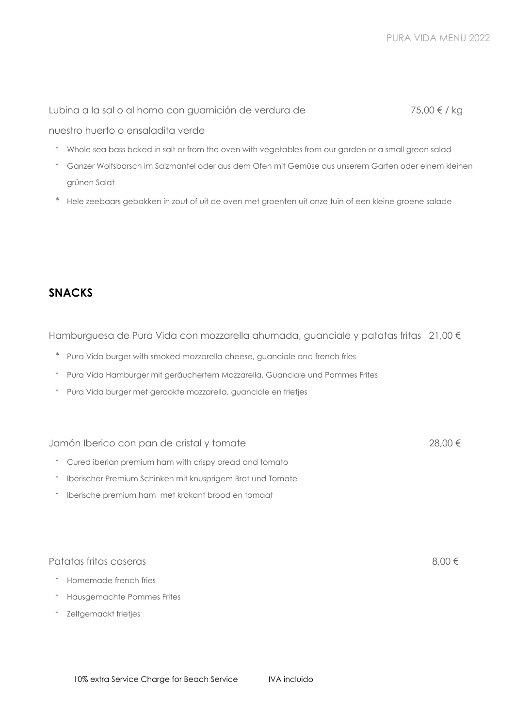Lubina a la sal o al horno con guarnición de verdura de nuestro huerto o ensaladita verde 75,00 € / kg

* Whole sea bass baked in salt or from the oven with vegetables from our garden or a small green salad
* Ganzer Wolfsbarsch im Salzmantel oder aus dem Ofen mit Gemüse aus unserem Garten oder einem kleinen grünen Salat
* Hele zeebaars gebakken in zout of uit de oven met groenten uit onze tuin of een kleine groene salade

## SNACKS

Hamburguesa de Pura Vida con mozzarella ahumada, guanciale y patatas fritas 21,00 €

* Pura Vida burger with smoked mozzarella cheese, guanciale and french fries
* Pura Vida Hamburger mit geräuchertem Mozzarella, Guanciale und Pommes Frites
* Pura Vida burger met gerookte mozzarella, guanciale en frietjes

Jamón Iberico con pan de cristal y tomate 28,00 €

* Cured iberian premium ham with crispy bread and tomato
* Iberischer Premium Schinken mit knusprigem Brot und Tomate
* Iberische premium ham met krokant brood en tomaat

Patatas fritas caseras 8,00 €

* Homemade french fries
* Hausgemachte Pommes Frites
* Zelfgemaakt frietjes

10% extra Service Charge for Beach Service IVA incluido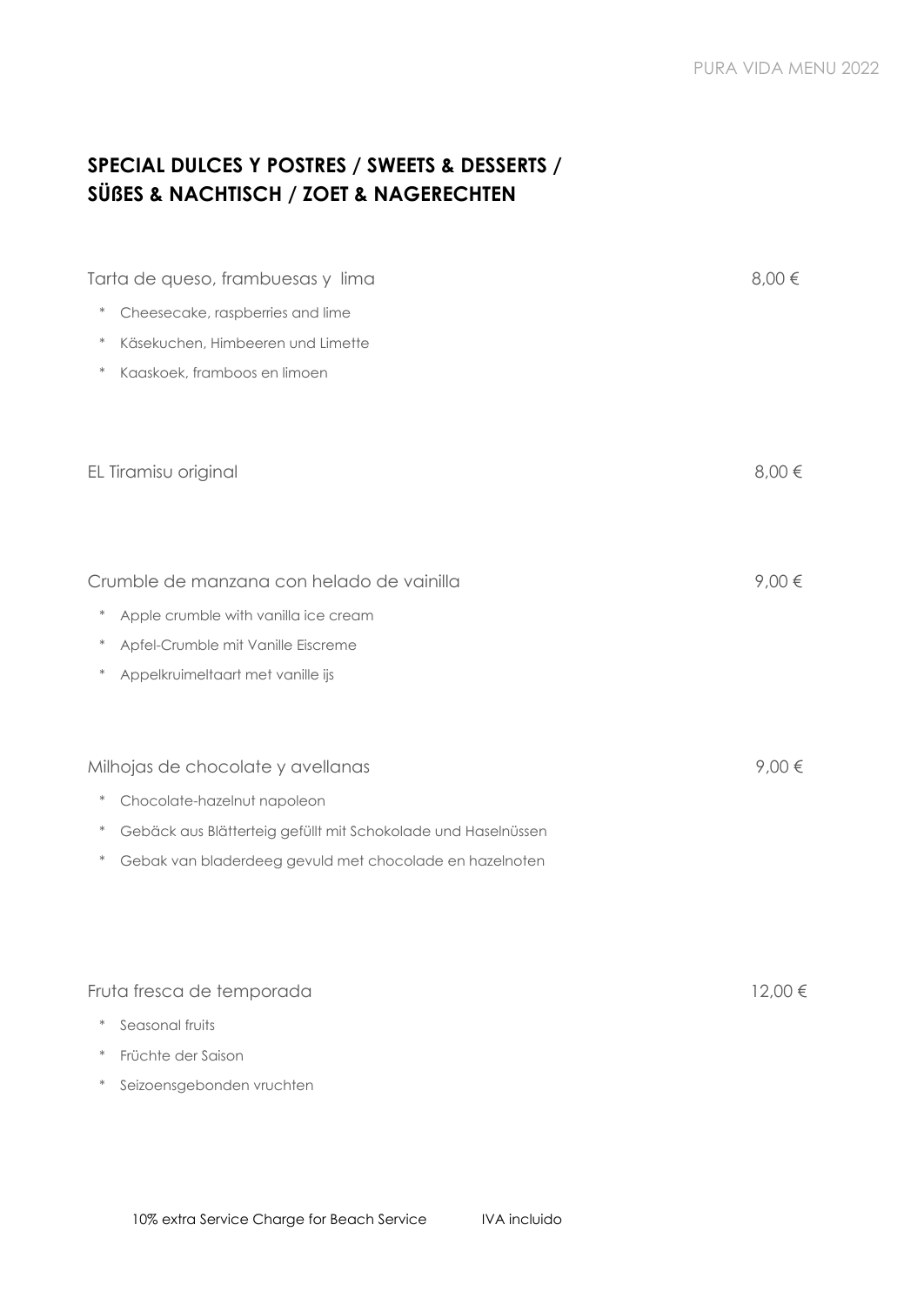## SPECIAL DULCES Y POSTRES / SWEETS & DESSERTS / SÜẞES & NACHTISCH / ZOET & NAGERECHTEN

Tarta de queso, frambuesas y lima — 8,00 €

* Cheesecake, raspberries and lime
* Käsekuchen, Himbeeren und Limette
* Kaaskoek, framboos en limoen

EL Tiramisu original — 8,00 €

Crumble de manzana con helado de vainilla — 9,00 €

* Apple crumble with vanilla ice cream
* Apfel-Crumble mit Vanille Eiscreme
* Appelkruimeltaart met vanille ijs

Milhojas de chocolate y avellanas — 9,00 €

* Chocolate-hazelnut napoleon
* Gebäck aus Blätterteig gefüllt mit Schokolade und Haselnüssen
* Gebak van bladerdeeg gevuld met chocolade en hazelnoten

Fruta fresca de temporada — 12,00 €

* Seasonal fruits
* Früchte der Saison
* Seizoensgebonden vruchten

10% extra Service Charge for Beach Service    IVA incluido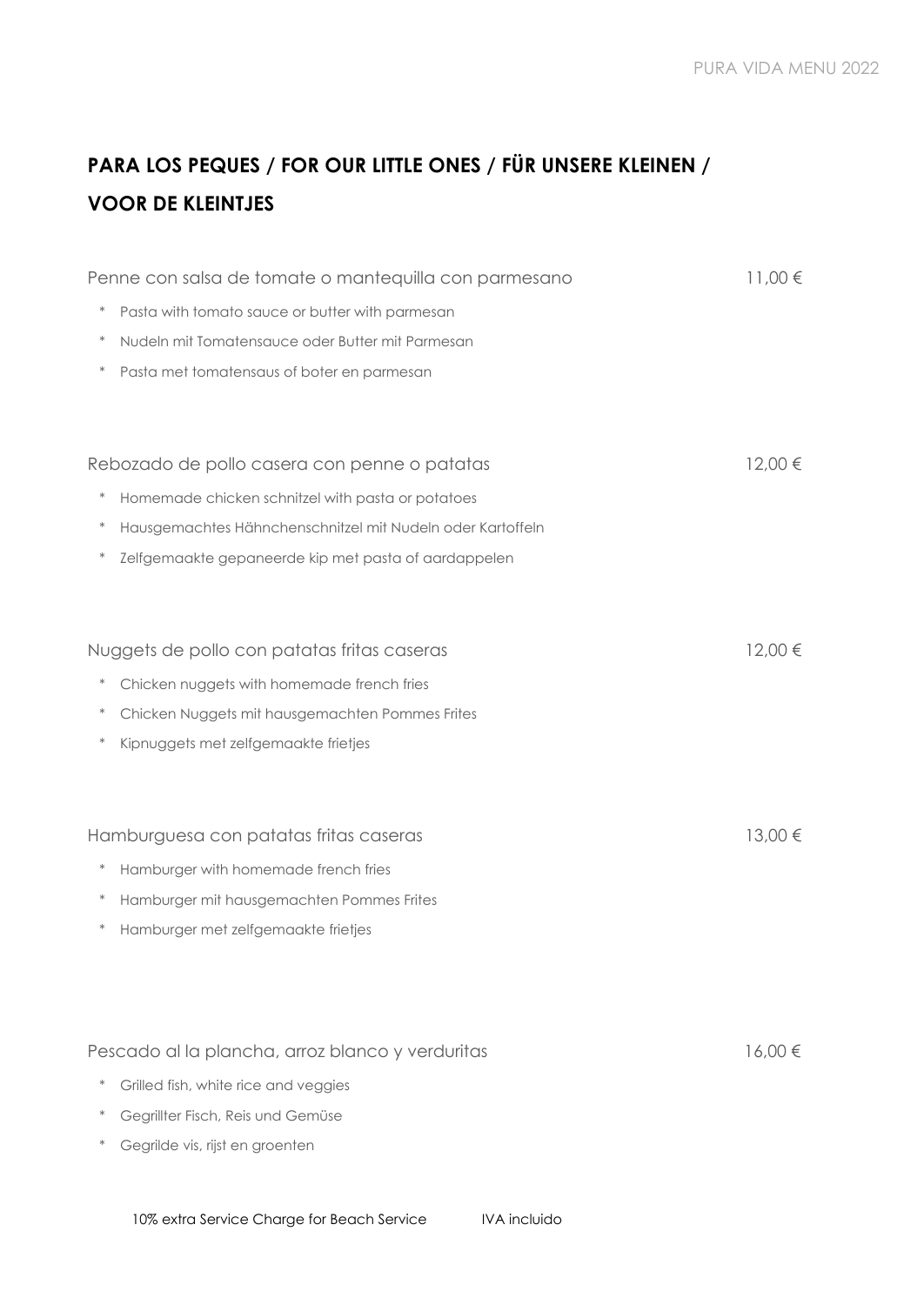## PARA LOS PEQUES / FOR OUR LITTLE ONES / FÜR UNSERE KLEINEN / VOOR DE KLEINTJES

Penne con salsa de tomate o mantequilla con parmesano 11,00 €

* Pasta with tomato sauce or butter with parmesan
* Nudeln mit Tomatensauce oder Butter mit Parmesan
* Pasta met tomatensaus of boter en parmesan

Rebozado de pollo casera con penne o patatas 12,00 €

* Homemade chicken schnitzel with pasta or potatoes
* Hausgemachtes Hähnchenschnitzel mit Nudeln oder Kartoffeln
* Zelfgemaakte gepaneerde kip met pasta of aardappelen

Nuggets de pollo con patatas fritas caseras 12,00 €

* Chicken nuggets with homemade french fries
* Chicken Nuggets mit hausgemachten Pommes Frites
* Kipnuggets met zelfgemaakte frietjes

Hamburguesa con patatas fritas caseras 13,00 €

* Hamburger with homemade french fries
* Hamburger mit hausgemachten Pommes Frites
* Hamburger met zelfgemaakte frietjes

Pescado al la plancha, arroz blanco y verduritas 16,00 €

* Grilled fish, white rice and veggies
* Gegrillter Fisch, Reis und Gemüse
* Gegrilde vis, rijst en groenten

10% extra Service Charge for Beach Service IVA incluido